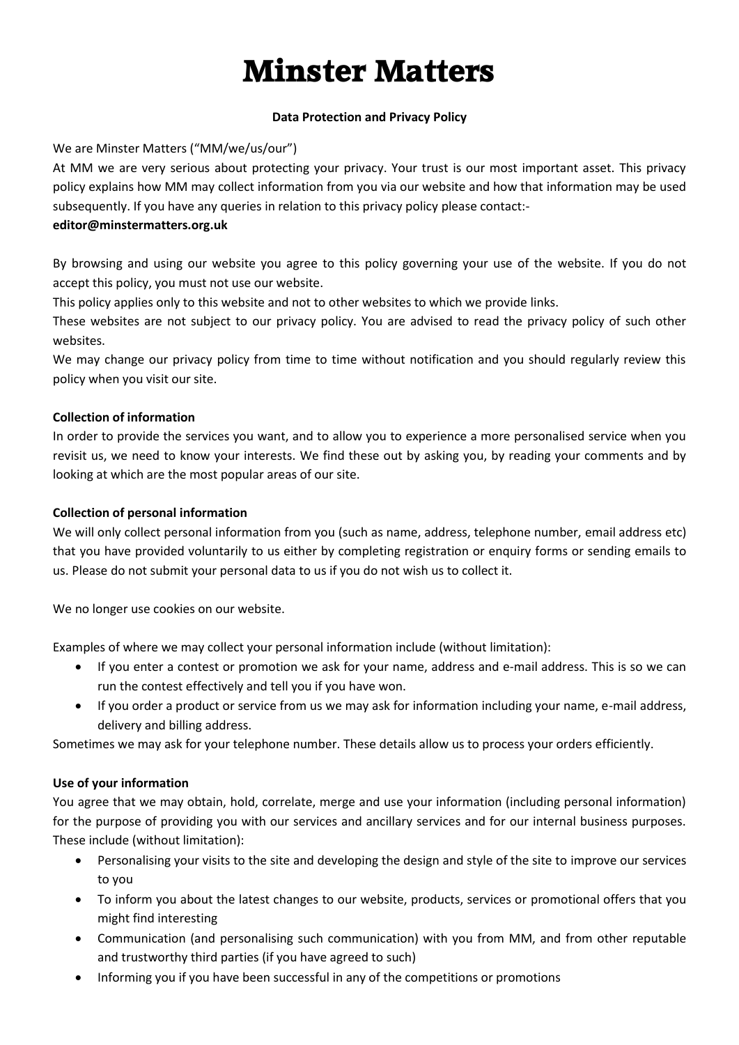# Minster Matters

**Data Protection and Privacy Policy**

We are Minster Matters ("MM/we/us/our")

At MM we are very serious about protecting your privacy. Your trust is our most important asset. This privacy policy explains how MM may collect information from you via our website and how that information may be used subsequently. If you have any queries in relation to this privacy policy please contact:-

**editor@minstermatters.org.uk**

By browsing and using our website you agree to this policy governing your use of the website. If you do not accept this policy, you must not use our website.

This policy applies only to this website and not to other websites to which we provide links.

These websites are not subject to our privacy policy. You are advised to read the privacy policy of such other websites.

We may change our privacy policy from time to time without notification and you should regularly review this policy when you visit our site.

**Collection of information**

In order to provide the services you want, and to allow you to experience a more personalised service when you revisit us, we need to know your interests. We find these out by asking you, by reading your comments and by looking at which are the most popular areas of our site.

**Collection of personal information**

We will only collect personal information from you (such as name, address, telephone number, email address etc) that you have provided voluntarily to us either by completing registration or enquiry forms or sending emails to us. Please do not submit your personal data to us if you do not wish us to collect it.

We no longer use cookies on our website.

Examples of where we may collect your personal information include (without limitation):

- If you enter a contest or promotion we ask for your name, address and e-mail address. This is so we can run the contest effectively and tell you if you have won.
- If you order a product or service from us we may ask for information including your name, e-mail address, delivery and billing address.

Sometimes we may ask for your telephone number. These details allow us to process your orders efficiently.

**Use of your information**

You agree that we may obtain, hold, correlate, merge and use your information (including personal information) for the purpose of providing you with our services and ancillary services and for our internal business purposes. These include (without limitation):

- Personalising your visits to the site and developing the design and style of the site to improve our services to you
- To inform you about the latest changes to our website, products, services or promotional offers that you might find interesting
- Communication (and personalising such communication) with you from MM, and from other reputable and trustworthy third parties (if you have agreed to such)
- Informing you if you have been successful in any of the competitions or promotions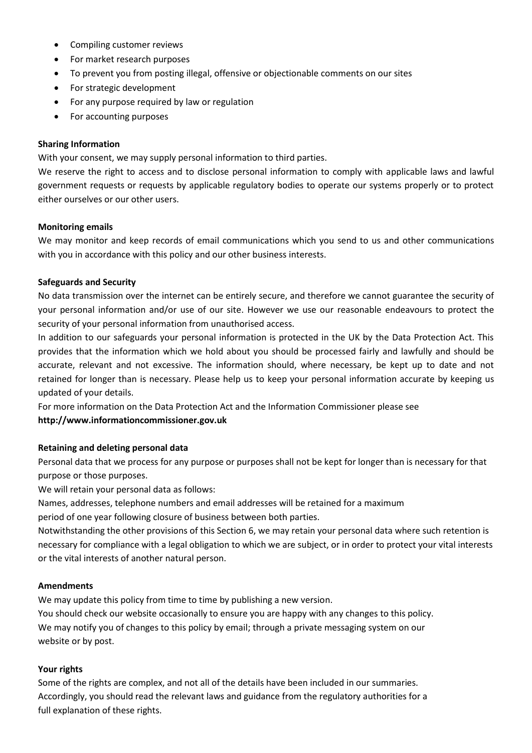- Compiling customer reviews
- For market research purposes
- To prevent you from posting illegal, offensive or objectionable comments on our sites
- For strategic development
- For any purpose required by law or regulation
- For accounting purposes

**Sharing Information**

With your consent, we may supply personal information to third parties.

We reserve the right to access and to disclose personal information to comply with applicable laws and lawful government requests or requests by applicable regulatory bodies to operate our systems properly or to protect either ourselves or our other users.

**Monitoring emails**

We may monitor and keep records of email communications which you send to us and other communications with you in accordance with this policy and our other business interests.

**Safeguards and Security**

No data transmission over the internet can be entirely secure, and therefore we cannot guarantee the security of your personal information and/or use of our site. However we use our reasonable endeavours to protect the security of your personal information from unauthorised access.

In addition to our safeguards your personal information is protected in the UK by the Data Protection Act. This provides that the information which we hold about you should be processed fairly and lawfully and should be accurate, relevant and not excessive. The information should, where necessary, be kept up to date and not retained for longer than is necessary. Please help us to keep your personal information accurate by keeping us updated of your details.

For more information on the Data Protection Act and the Information Commissioner please see **http://www.informationcommissioner.gov.uk**

**Retaining and deleting personal data**

Personal data that we process for any purpose or purposes shall not be kept for longer than is necessary for that purpose or those purposes.

We will retain your personal data as follows:

Names, addresses, telephone numbers and email addresses will be retained for a maximum period of one year following closure of business between both parties.

Notwithstanding the other provisions of this Section 6, we may retain your personal data where such retention is necessary for compliance with a legal obligation to which we are subject, or in order to protect your vital interests or the vital interests of another natural person.

**Amendments**

We may update this policy from time to time by publishing a new version.

You should check our website occasionally to ensure you are happy with any changes to this policy.

We may notify you of changes to this policy by email; through a private messaging system on our website or by post.

**Your rights**

Some of the rights are complex, and not all of the details have been included in our summaries. Accordingly, you should read the relevant laws and guidance from the regulatory authorities for a full explanation of these rights.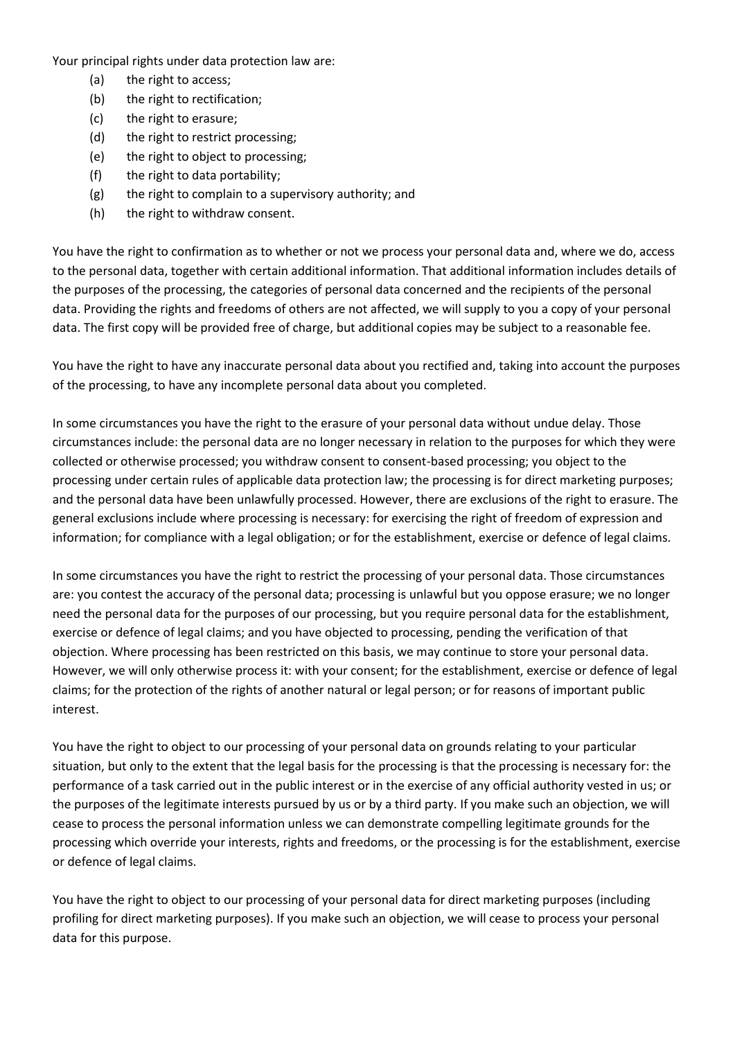Your principal rights under data protection law are:

(a) the right to access;
(b) the right to rectification;
(c) the right to erasure;
(d) the right to restrict processing;
(e) the right to object to processing;
(f) the right to data portability;
(g) the right to complain to a supervisory authority; and
(h) the right to withdraw consent.

You have the right to confirmation as to whether or not we process your personal data and, where we do, access to the personal data, together with certain additional information. That additional information includes details of the purposes of the processing, the categories of personal data concerned and the recipients of the personal data. Providing the rights and freedoms of others are not affected, we will supply to you a copy of your personal data. The first copy will be provided free of charge, but additional copies may be subject to a reasonable fee.

You have the right to have any inaccurate personal data about you rectified and, taking into account the purposes of the processing, to have any incomplete personal data about you completed.

In some circumstances you have the right to the erasure of your personal data without undue delay. Those circumstances include: the personal data are no longer necessary in relation to the purposes for which they were collected or otherwise processed; you withdraw consent to consent-based processing; you object to the processing under certain rules of applicable data protection law; the processing is for direct marketing purposes; and the personal data have been unlawfully processed. However, there are exclusions of the right to erasure. The general exclusions include where processing is necessary: for exercising the right of freedom of expression and information; for compliance with a legal obligation; or for the establishment, exercise or defence of legal claims.

In some circumstances you have the right to restrict the processing of your personal data. Those circumstances are: you contest the accuracy of the personal data; processing is unlawful but you oppose erasure; we no longer need the personal data for the purposes of our processing, but you require personal data for the establishment, exercise or defence of legal claims; and you have objected to processing, pending the verification of that objection. Where processing has been restricted on this basis, we may continue to store your personal data. However, we will only otherwise process it: with your consent; for the establishment, exercise or defence of legal claims; for the protection of the rights of another natural or legal person; or for reasons of important public interest.

You have the right to object to our processing of your personal data on grounds relating to your particular situation, but only to the extent that the legal basis for the processing is that the processing is necessary for: the performance of a task carried out in the public interest or in the exercise of any official authority vested in us; or the purposes of the legitimate interests pursued by us or by a third party. If you make such an objection, we will cease to process the personal information unless we can demonstrate compelling legitimate grounds for the processing which override your interests, rights and freedoms, or the processing is for the establishment, exercise or defence of legal claims.

You have the right to object to our processing of your personal data for direct marketing purposes (including profiling for direct marketing purposes). If you make such an objection, we will cease to process your personal data for this purpose.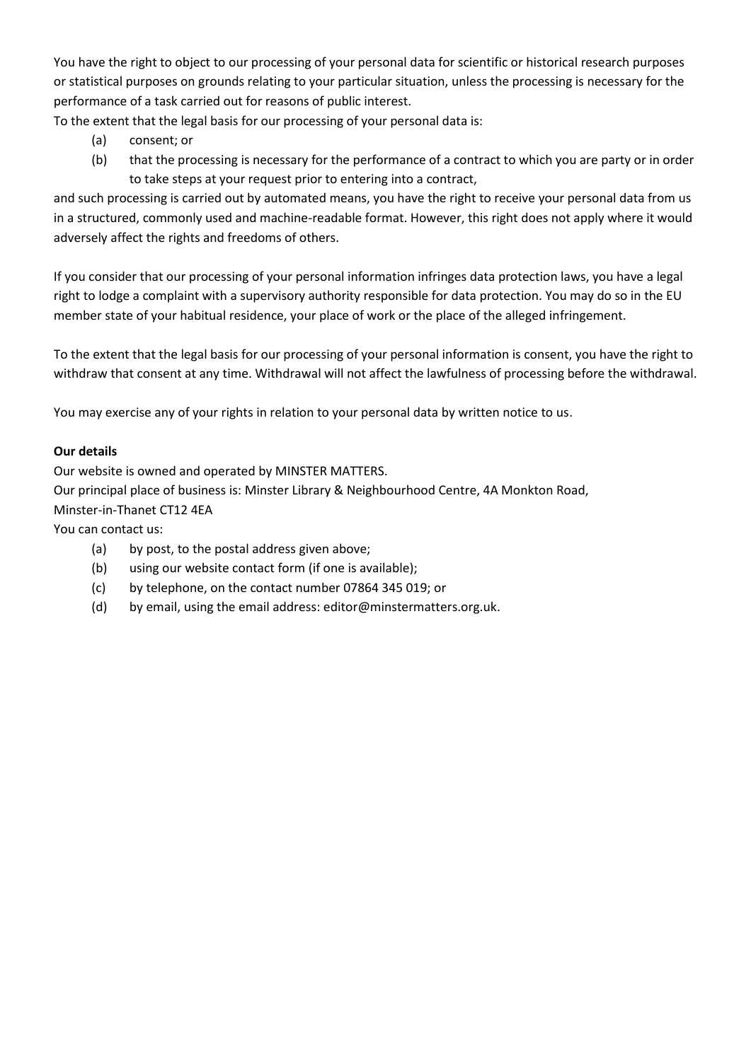You have the right to object to our processing of your personal data for scientific or historical research purposes or statistical purposes on grounds relating to your particular situation, unless the processing is necessary for the performance of a task carried out for reasons of public interest.

To the extent that the legal basis for our processing of your personal data is:

(a) consent; or

(b) that the processing is necessary for the performance of a contract to which you are party or in order to take steps at your request prior to entering into a contract,

and such processing is carried out by automated means, you have the right to receive your personal data from us in a structured, commonly used and machine-readable format. However, this right does not apply where it would adversely affect the rights and freedoms of others.

If you consider that our processing of your personal information infringes data protection laws, you have a legal right to lodge a complaint with a supervisory authority responsible for data protection. You may do so in the EU member state of your habitual residence, your place of work or the place of the alleged infringement.

To the extent that the legal basis for our processing of your personal information is consent, you have the right to withdraw that consent at any time. Withdrawal will not affect the lawfulness of processing before the withdrawal.

You may exercise any of your rights in relation to your personal data by written notice to us.

**Our details**

Our website is owned and operated by MINSTER MATTERS.

Our principal place of business is: Minster Library & Neighbourhood Centre, 4A Monkton Road, Minster-in-Thanet CT12 4EA

You can contact us:

(a) by post, to the postal address given above;

(b) using our website contact form (if one is available);

(c) by telephone, on the contact number 07864 345 019; or

(d) by email, using the email address: editor@minstermatters.org.uk.